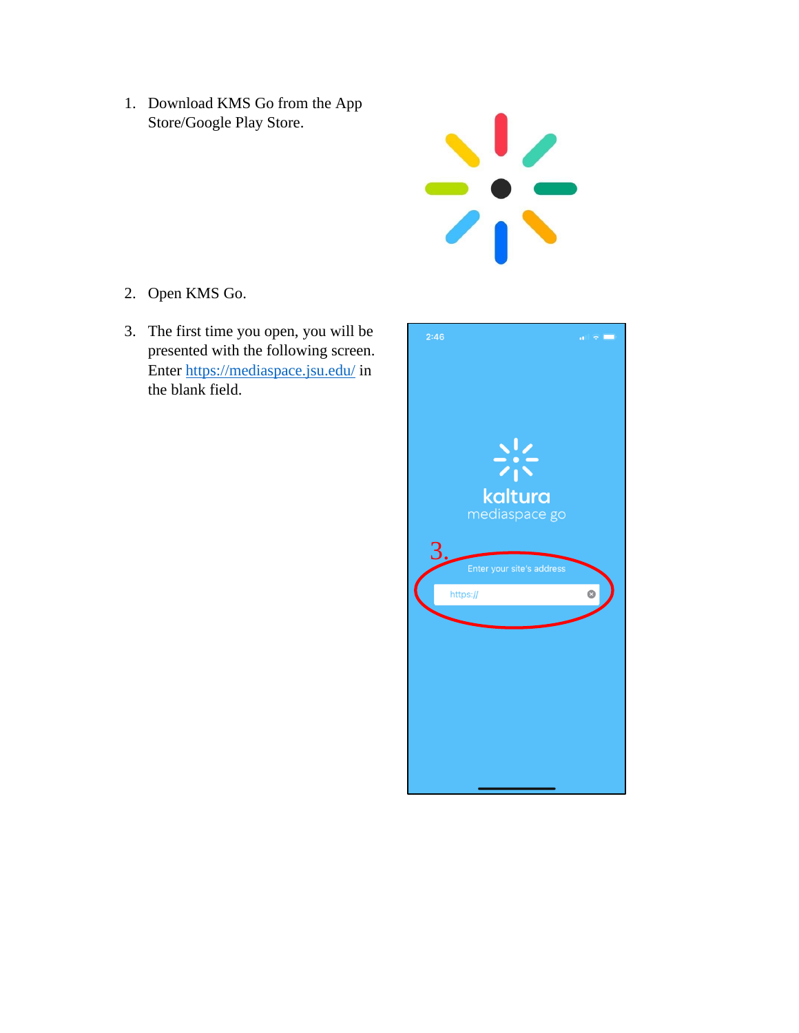1. Download KMS Go from the App Store/Google Play Store.

2. Open KMS Go.

3. The first time you open, you will be presented with the following screen. Enter [https://mediaspace.jsu.edu/](https://mediaspace.jsu.edu/) in the blank field.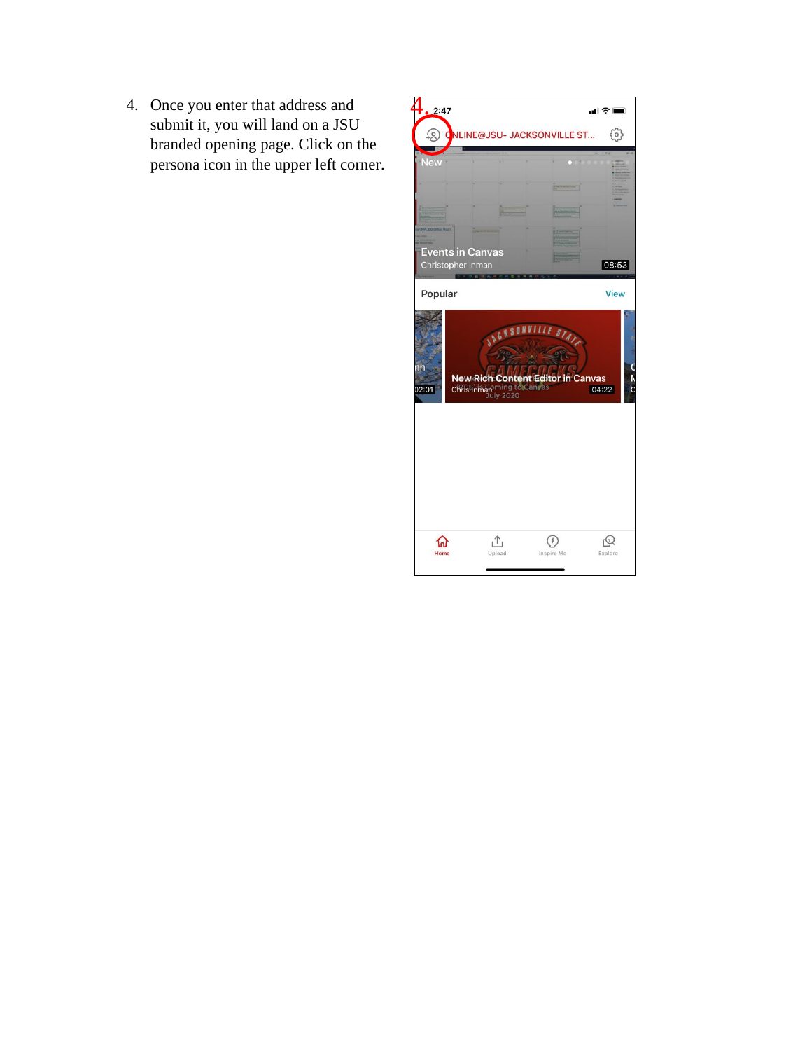4. Once you enter that address and submit it, you will land on a JSU branded opening page. Click on the persona icon in the upper left corner.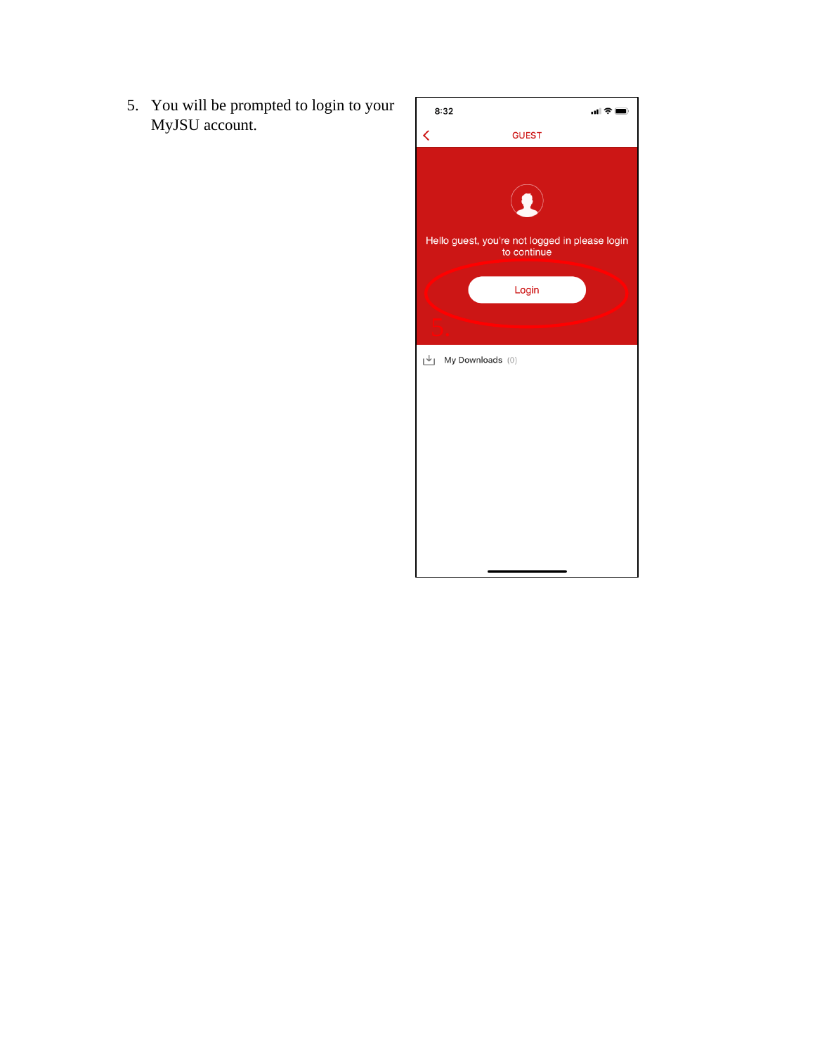5. You will be prompted to login to your MyJSU account.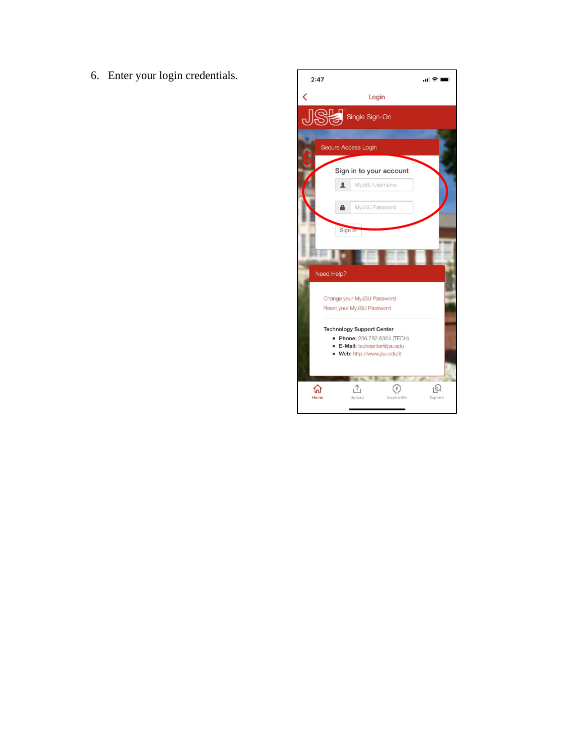6. Enter your login credentials.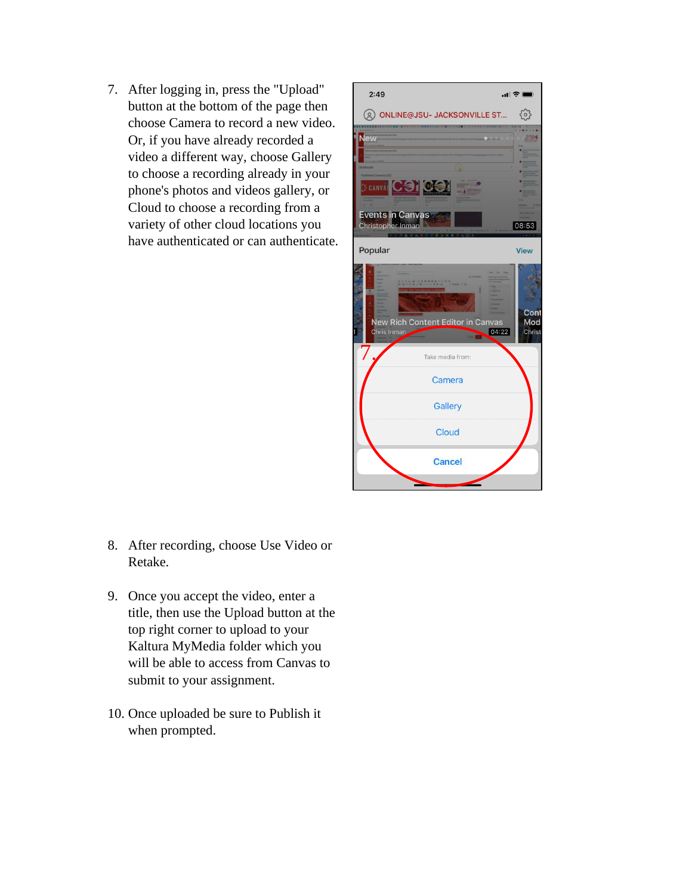7. After logging in, press the "Upload" button at the bottom of the page then choose Camera to record a new video. Or, if you have already recorded a video a different way, choose Gallery to choose a recording already in your phone's photos and videos gallery, or Cloud to choose a recording from a variety of other cloud locations you have authenticated or can authenticate.

8. After recording, choose Use Video or Retake.

9. Once you accept the video, enter a title, then use the Upload button at the top right corner to upload to your Kaltura MyMedia folder which you will be able to access from Canvas to submit to your assignment.

10. Once uploaded be sure to Publish it when prompted.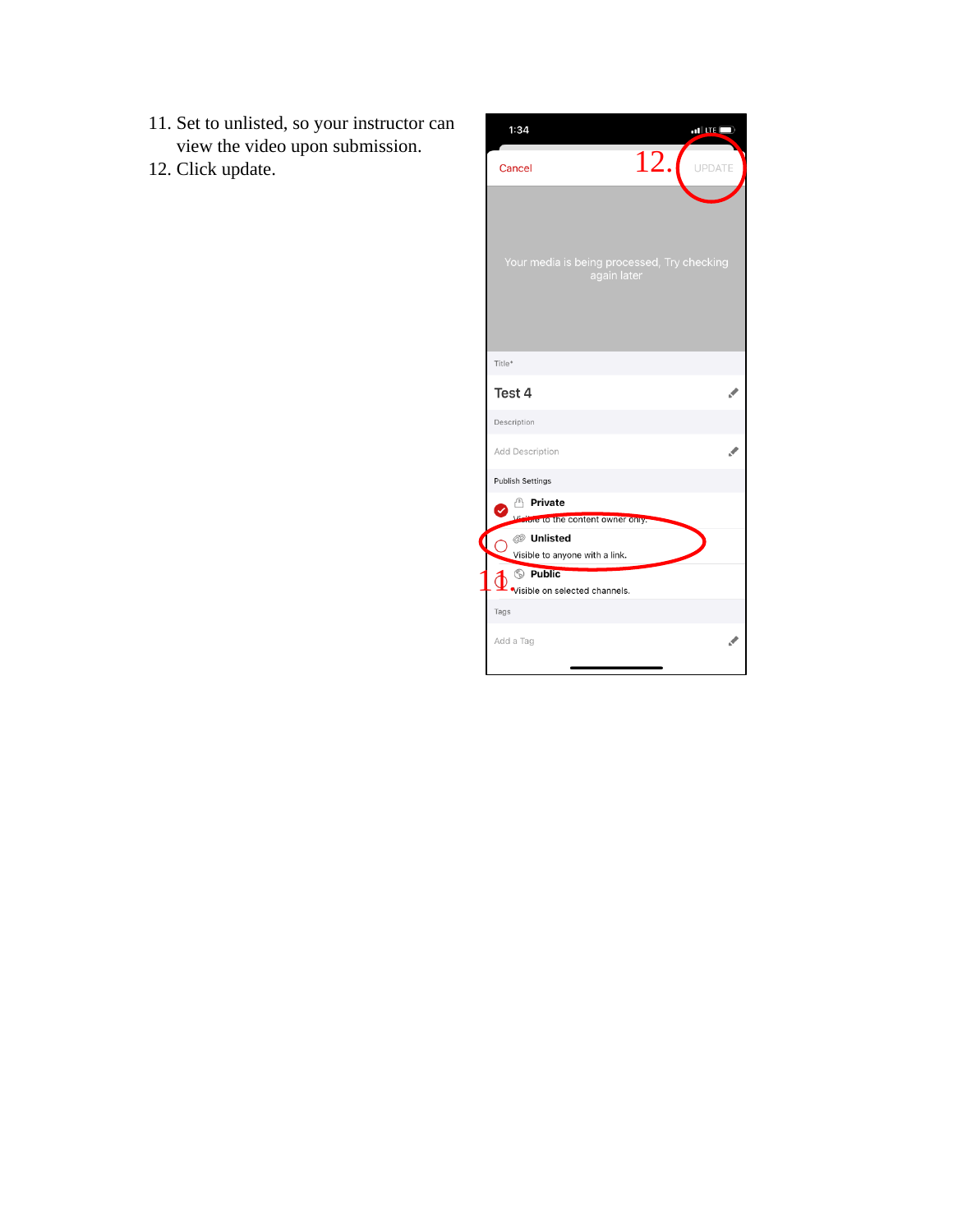11. Set to unlisted, so your instructor can view the video upon submission.
12. Click update.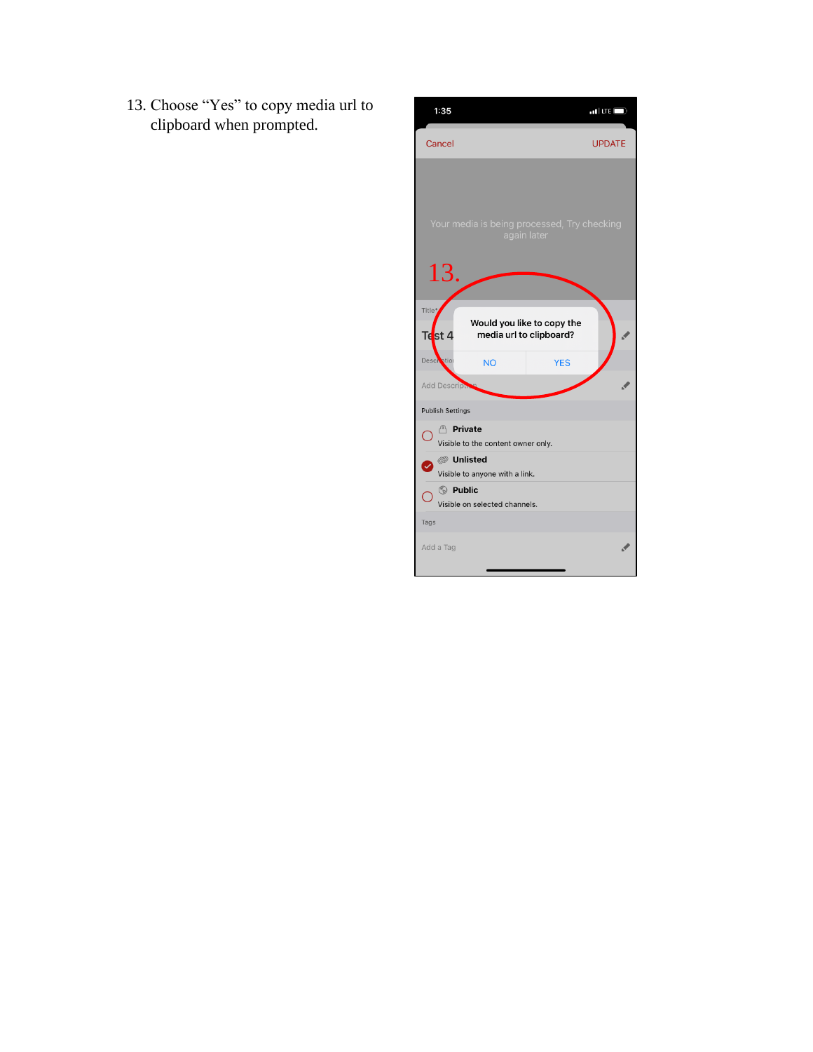13. Choose "Yes" to copy media url to clipboard when prompted.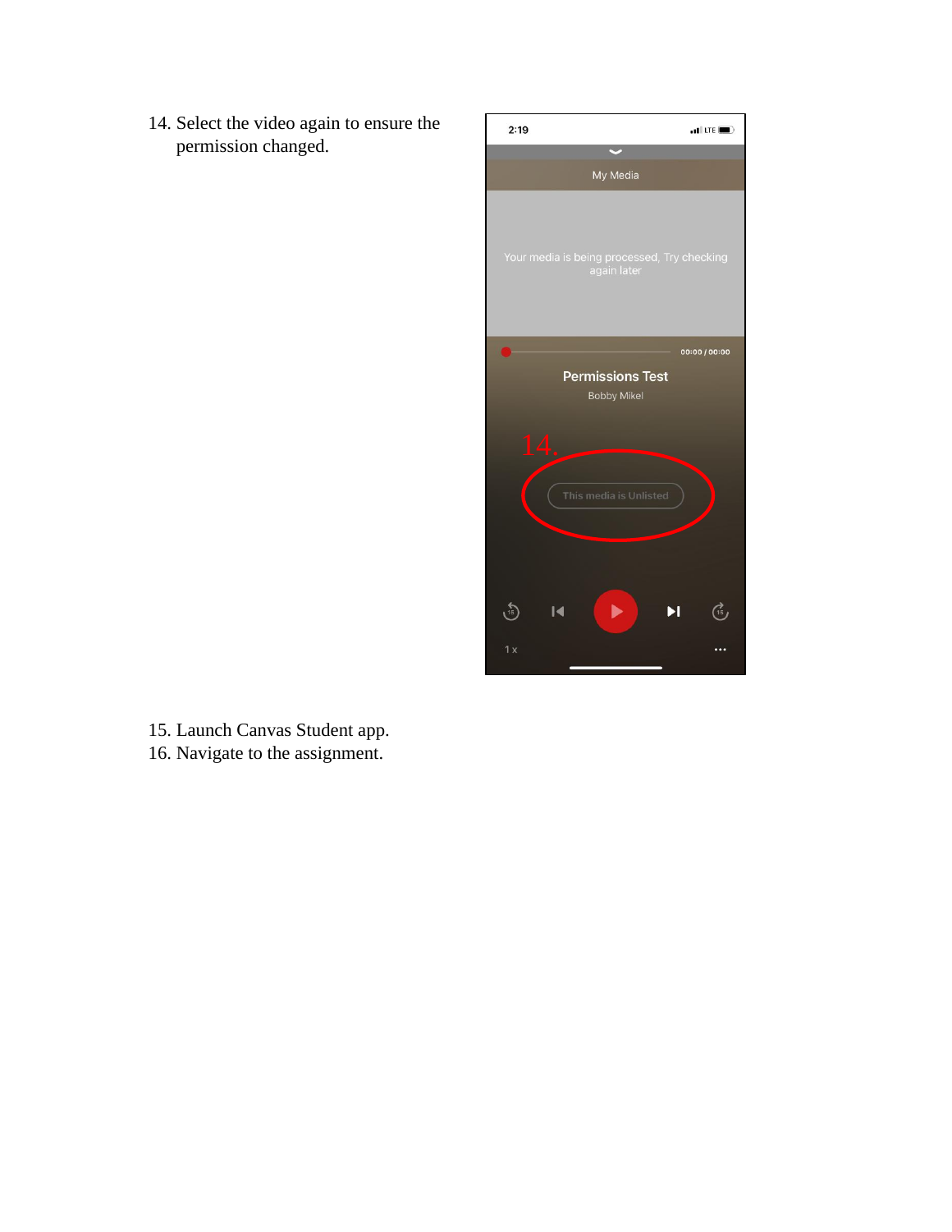14. Select the video again to ensure the permission changed.

15. Launch Canvas Student app.
16. Navigate to the assignment.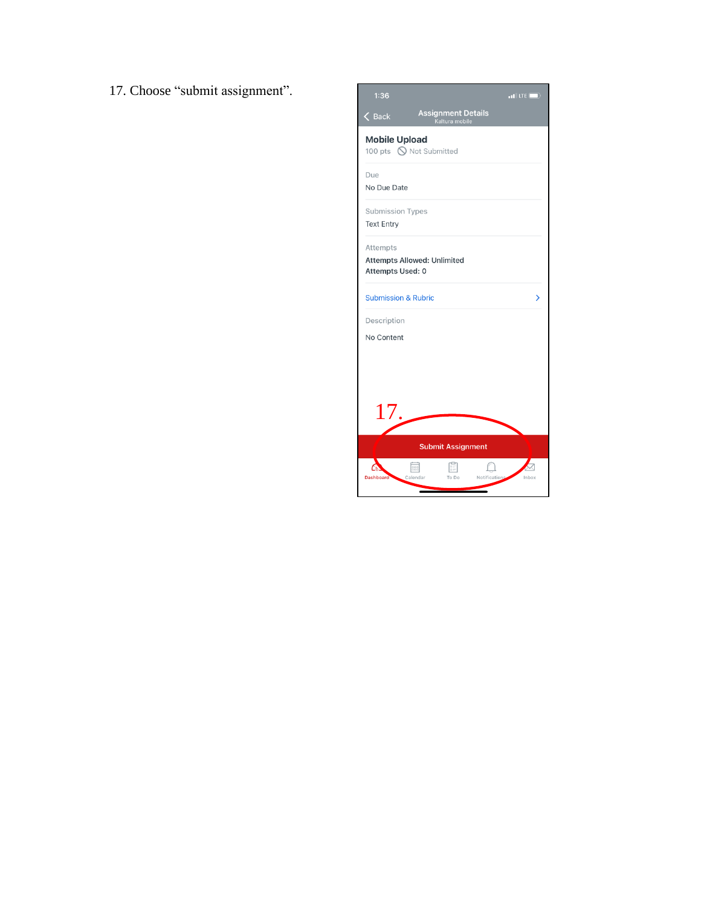17. Choose “submit assignment”.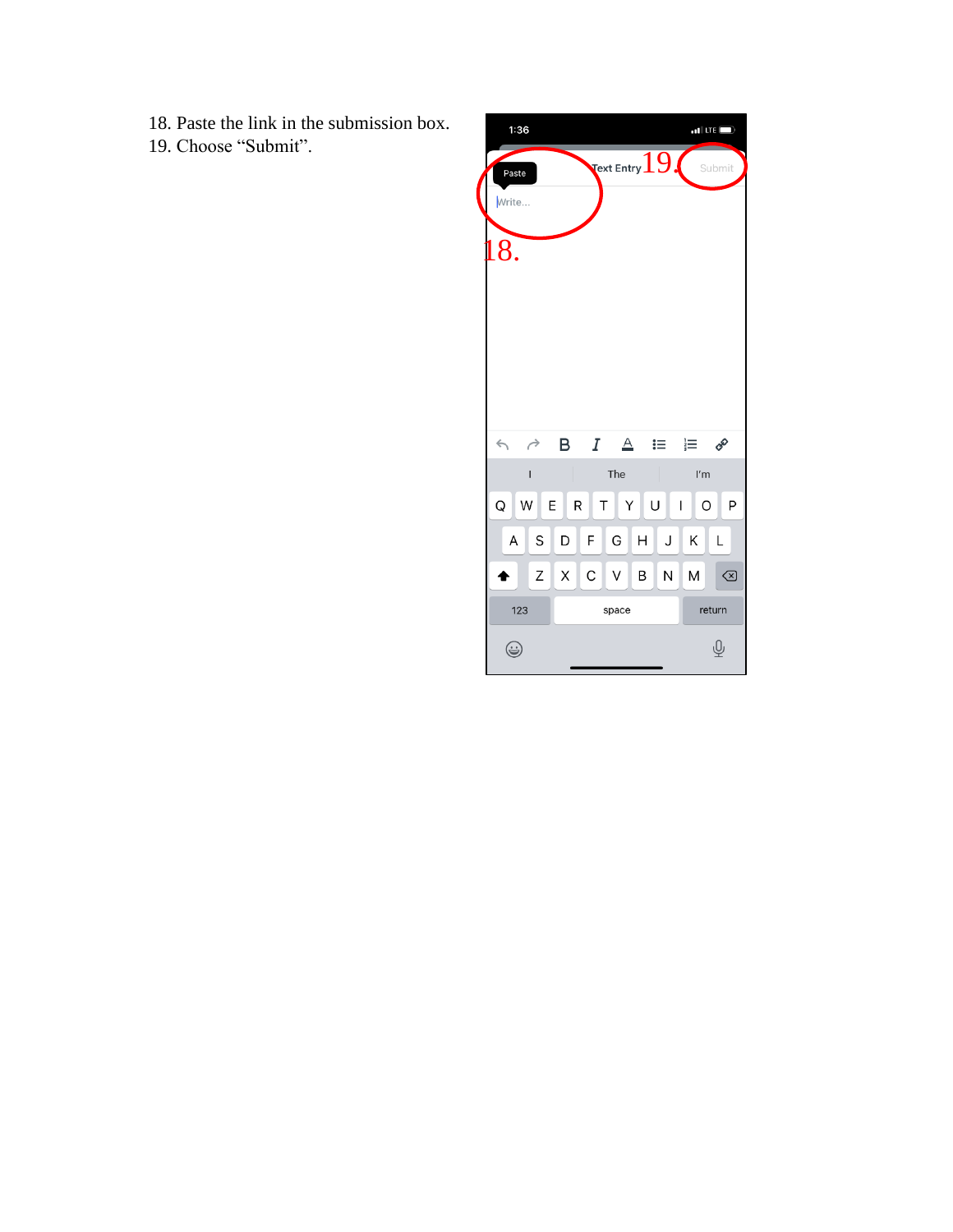18. Paste the link in the submission box.
19. Choose “Submit”.